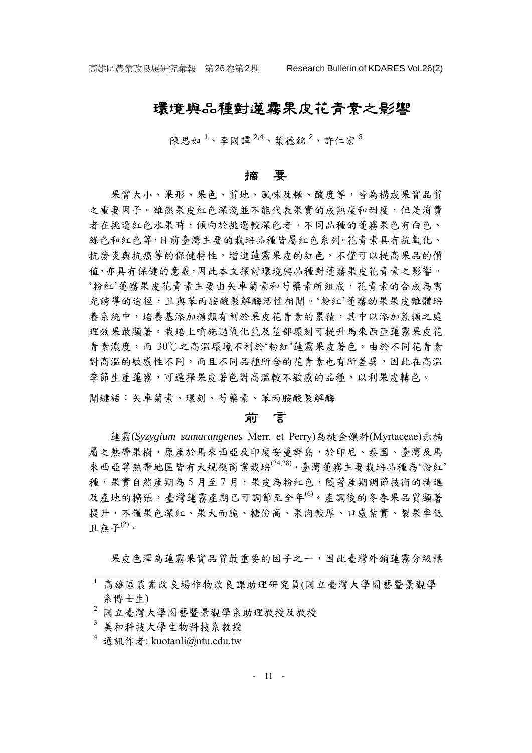# 環境與品種對蓮霧果皮花青素之影響

陳思如[1]、李國譚[2,4]、葉德銘[2]、許仁宏[3]

## 摘　要

果實大小、果形、果色、質地、風味及糖、酸度等，皆為構成果實品質之重要因子。雖然果皮紅色深淺並不能代表果實的成熟度和甜度，但是消費者在挑選紅色水果時，傾向於挑選較深色者。不同品種的蓮霧果色有白色、綠色和紅色等，目前臺灣主要的栽培品種皆屬紅色系列。花青素具有抗氧化、抗發炎與抗癌等的保健特性，增進蓮霧果皮的紅色，不僅可以提高果品的價值，亦具有保健的意義，因此本文探討環境與品種對蓮霧果皮花青素之影響。'粉紅'蓮霧果皮花青素主要由矢車菊素和芍藥素所組成，花青素的合成為需光誘導的途徑，且與苯丙胺酸裂解酶活性相關。'粉紅'蓮霧幼果果皮離體培養系統中，培養基添加糖類有利於果皮花青素的累積，其中以添加蔗糖之處理效果最顯著。栽培上噴施過氧化氫及莖部環刻可提升馬來西亞蓮霧果皮花青素濃度，而 30℃之高溫環境不利於'粉紅'蓮霧果皮著色。由於不同花青素對高溫的敏感性不同，而且不同品種所含的花青素也有所差異，因此在高溫季節生產蓮霧，可選擇果皮著色對高溫較不敏感的品種，以利果皮轉色。

關鍵語：矢車菊素、環刻、芍藥素、苯丙胺酸裂解酶

## 前　言

蓮霧(*Syzygium samarangenes* Merr. et Perry)為桃金孃科(Myrtaceae)赤楠屬之熱帶果樹，原產於馬來西亞及印度安曼群島，於印尼、泰國、臺灣及馬來西亞等熱帶地區皆有大規模商業栽培[24,28]。臺灣蓮霧主要栽培品種為'粉紅'種，果實自然產期為 5 月至 7 月，果皮為粉紅色，隨著產期調節技術的精進及產地的擴張，臺灣蓮霧產期已可調節至全年[6]。產調後的冬春果品質顯著提升，不僅果色深紅、果大而脆、糖份高、果肉較厚、口感紮實、裂果率低且無子[2]。

果皮色澤為蓮霧果實品質最重要的因子之一，因此臺灣外銷蓮霧分級標

---

[1] 高雄區農業改良場作物改良課助理研究員(國立臺灣大學園藝暨景觀學系博士生)

[2] 國立臺灣大學園藝暨景觀學系助理教授及教授

[3] 美和科技大學生物科技系教授

[4] 通訊作者: kuotanli@ntu.edu.tw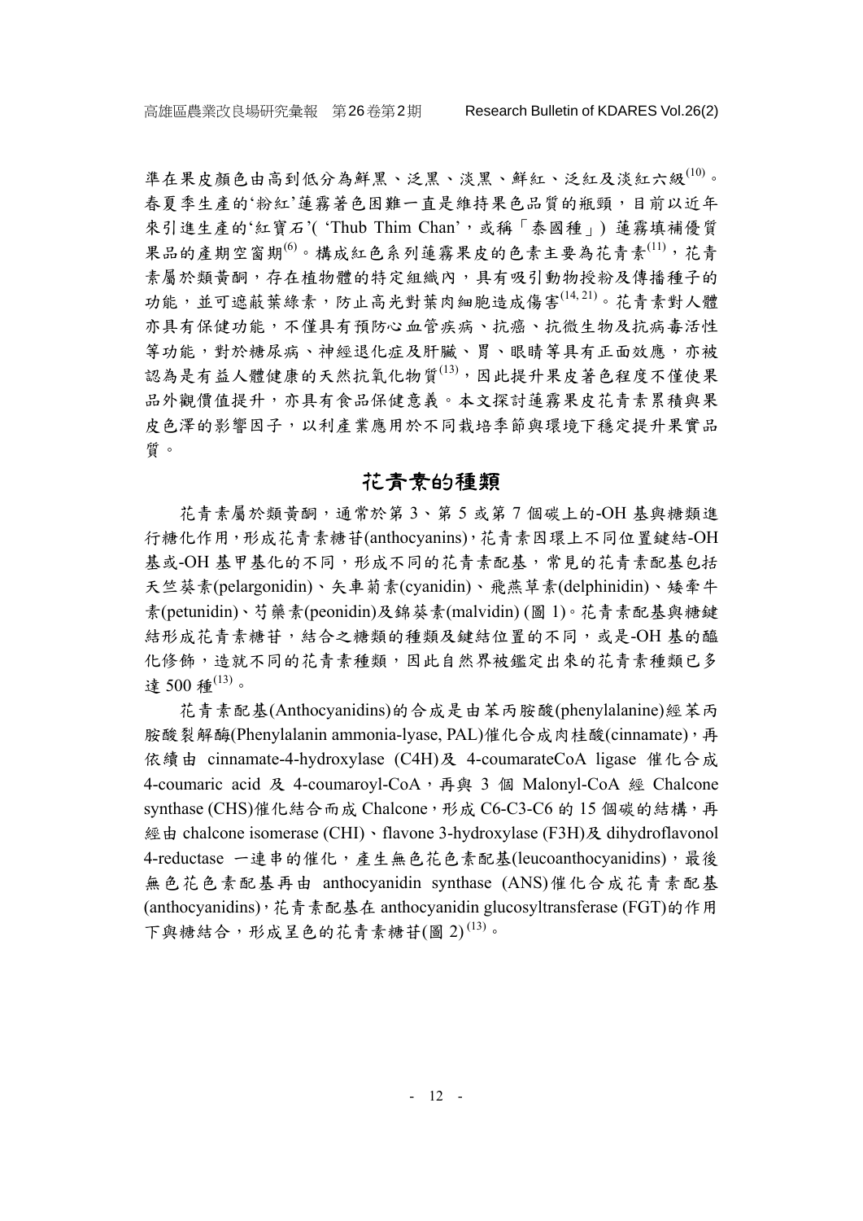準在果皮顏色由高到低分為鮮黑、泛黑、淡黑、鮮紅、泛紅及淡紅六級[10]。春夏季生產的'粉紅'蓮霧著色困難一直是維持果色品質的瓶頸，目前以近年來引進生產的'紅寶石'( 'Thub Thim Chan'，或稱「泰國種」) 蓮霧填補優質果品的產期空窗期[6]。構成紅色系列蓮霧果皮的色素主要為花青素[11]，花青素屬於類黃酮，存在植物體的特定組織內，具有吸引動物授粉及傳播種子的功能，並可遮蔽葉綠素，防止高光對葉肉細胞造成傷害[14, 21]。花青素對人體亦具有保健功能，不僅具有預防心血管疾病、抗癌、抗微生物及抗病毒活性等功能，對於糖尿病、神經退化症及肝臟、胃、眼睛等具有正面效應，亦被認為是有益人體健康的天然抗氧化物質[13]，因此提升果皮著色程度不僅使果品外觀價值提升，亦具有食品保健意義。本文探討蓮霧果皮花青素累積與果皮色澤的影響因子，以利產業應用於不同栽培季節與環境下穩定提升果實品質。

## 花青素的種類

花青素屬於類黃酮，通常於第 3、第 5 或第 7 個碳上的-OH 基與糖類進行糖化作用，形成花青素糖苷(anthocyanins)，花青素因環上不同位置鍵結-OH 基或-OH 基甲基化的不同，形成不同的花青素配基，常見的花青素配基包括天竺葵素(pelargonidin)、矢車菊素(cyanidin)、飛燕草素(delphinidin)、矮牽牛素(petunidin)、芍藥素(peonidin)及錦葵素(malvidin) (圖 1)。花青素配基與糖鍵結形成花青素糖苷，結合之糖類的種類及鍵結位置的不同，或是-OH 基的醯化修飾，造就不同的花青素種類，因此自然界被鑑定出來的花青素種類已多達 500 種[13]。

花青素配基(Anthocyanidins)的合成是由苯丙胺酸(phenylalanine)經苯丙胺酸裂解酶(Phenylalanin ammonia-lyase, PAL)催化合成肉桂酸(cinnamate)，再依續由 cinnamate-4-hydroxylase (C4H)及 4-coumarateCoA ligase 催化合成 4-coumaric acid 及 4-coumaroyl-CoA，再與 3 個 Malonyl-CoA 經 Chalcone synthase (CHS)催化結合而成 Chalcone，形成 C6-C3-C6 的 15 個碳的結構，再經由 chalcone isomerase (CHI)、flavone 3-hydroxylase (F3H)及 dihydroflavonol 4-reductase 一連串的催化，產生無色花色素配基(leucoanthocyanidins)，最後無色花色素配基再由 anthocyanidin synthase (ANS)催化合成花青素配基(anthocyanidins)，花青素配基在 anthocyanidin glucosyltransferase (FGT)的作用下與糖結合，形成呈色的花青素糖苷(圖 2)[13]。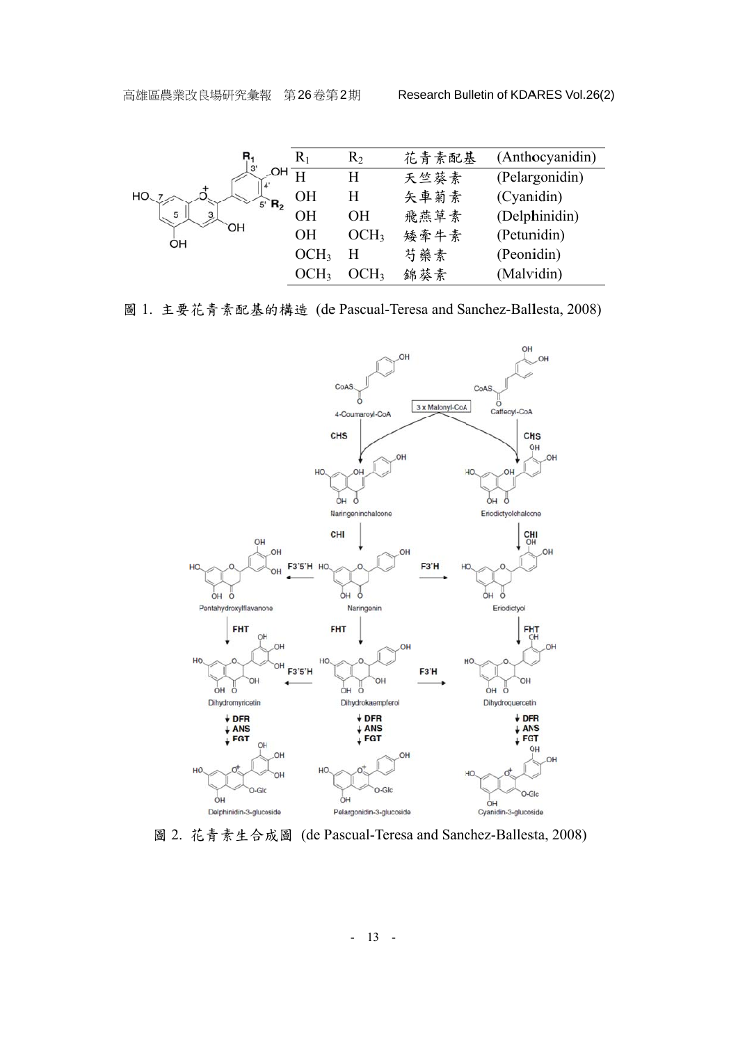| $R_1$ | $R_2$ | 花青素配基 | (Anthocyanidin) |
|---|---|---|---|
| H | H | 天竺葵素 | (Pelargonidin) |
| OH | H | 矢車菊素 | (Cyanidin) |
| OH | OH | 飛燕草素 | (Delphinidin) |
| OH | $OCH_3$ | 矮牽牛素 | (Petunidin) |
| $OCH_3$ | H | 芍藥素 | (Peonidin) |
| $OCH_3$ | $OCH_3$ | 錦葵素 | (Malvidin) |

圖 1. 主要花青素配基的構造 (de Pascual-Teresa and Sanchez-Ballesta, 2008)

圖 2. 花青素生合成圖 (de Pascual-Teresa and Sanchez-Ballesta, 2008)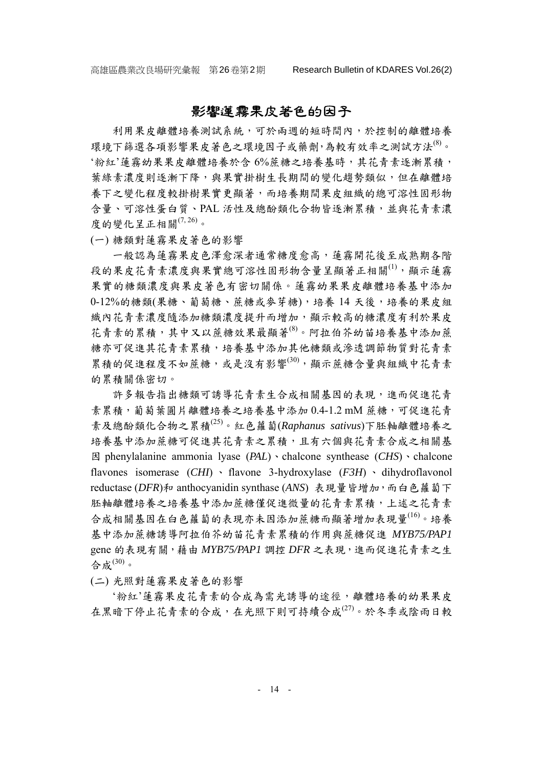## 影響蓮霧果皮著色的因子

利用果皮離體培養測試系統，可於兩週的短時間內，於控制的離體培養環境下篩選各項影響果皮著色之環境因子或藥劑，為較有效率之測試方法[8]。'粉紅'蓮霧幼果果皮離體培養於含 6%蔗糖之培養基時，其花青素逐漸累積，葉綠素濃度則逐漸下降，與果實掛樹生長期間的變化趨勢類似，但在離體培養下之變化程度較掛樹果實更顯著，而培養期間果皮組織的總可溶性固形物含量、可溶性蛋白質、PAL 活性及總酚類化合物皆逐漸累積，並與花青素濃度的變化呈正相關[7, 26]。

### (一) 糖類對蓮霧果皮著色的影響

一般認為蓮霧果皮色澤愈深者通常糖度愈高，蓮霧開花後至成熟期各階段的果皮花青素濃度與果實總可溶性固形物含量呈顯著正相關[1]，顯示蓮霧果實的糖類濃度與果皮著色有密切關係。蓮霧幼果果皮離體培養基中添加 0-12%的糖類(果糖、葡萄糖、蔗糖或麥芽糖)，培養 14 天後，培養的果皮組織內花青素濃度隨添加糖類濃度提升而增加，顯示較高的糖濃度有利於果皮花青素的累積，其中又以蔗糖效果最顯著[8]。阿拉伯芥幼苗培養基中添加蔗糖亦可促進其花青素累積，培養基中添加其他糖類或滲透調節物質對花青素累積的促進程度不如蔗糖，或是沒有影響[30]，顯示蔗糖含量與組織中花青素的累積關係密切。

許多報告指出糖類可誘導花青素生合成相關基因的表現，進而促進花青素累積，葡萄葉圓片離體培養之培養基中添加 0.4-1.2 mM 蔗糖，可促進花青素及總酚類化合物之累積[25]。紅色蘿蔔(*Raphanus sativus*)下胚軸離體培養之培養基中添加蔗糖可促進其花青素之累積，且有六個與花青素合成之相關基因 phenylalanine ammonia lyase (*PAL*)、chalcone synthease (*CHS*)、chalcone flavones isomerase (*CHI*)、flavone 3-hydroxylase (*F3H*)、dihydroflavonol reductase (*DFR*)和 anthocyanidin synthase (*ANS*) 表現量皆增加，而白色蘿蔔下胚軸離體培養之培養基中添加蔗糖僅促進微量的花青素累積，上述之花青素合成相關基因在白色蘿蔔的表現亦未因添加蔗糖而顯著增加表現量[16]。培養基中添加蔗糖誘導阿拉伯芥幼苗花青素累積的作用與蔗糖促進 *MYB75/PAP1* gene 的表現有關，藉由 *MYB75/PAP1* 調控 *DFR* 之表現，進而促進花青素之生合成[30]。

### (二) 光照對蓮霧果皮著色的影響

'粉紅'蓮霧果皮花青素的合成為需光誘導的途徑，離體培養的幼果果皮在黑暗下停止花青素的合成，在光照下則可持續合成[27]。於冬季或陰雨日較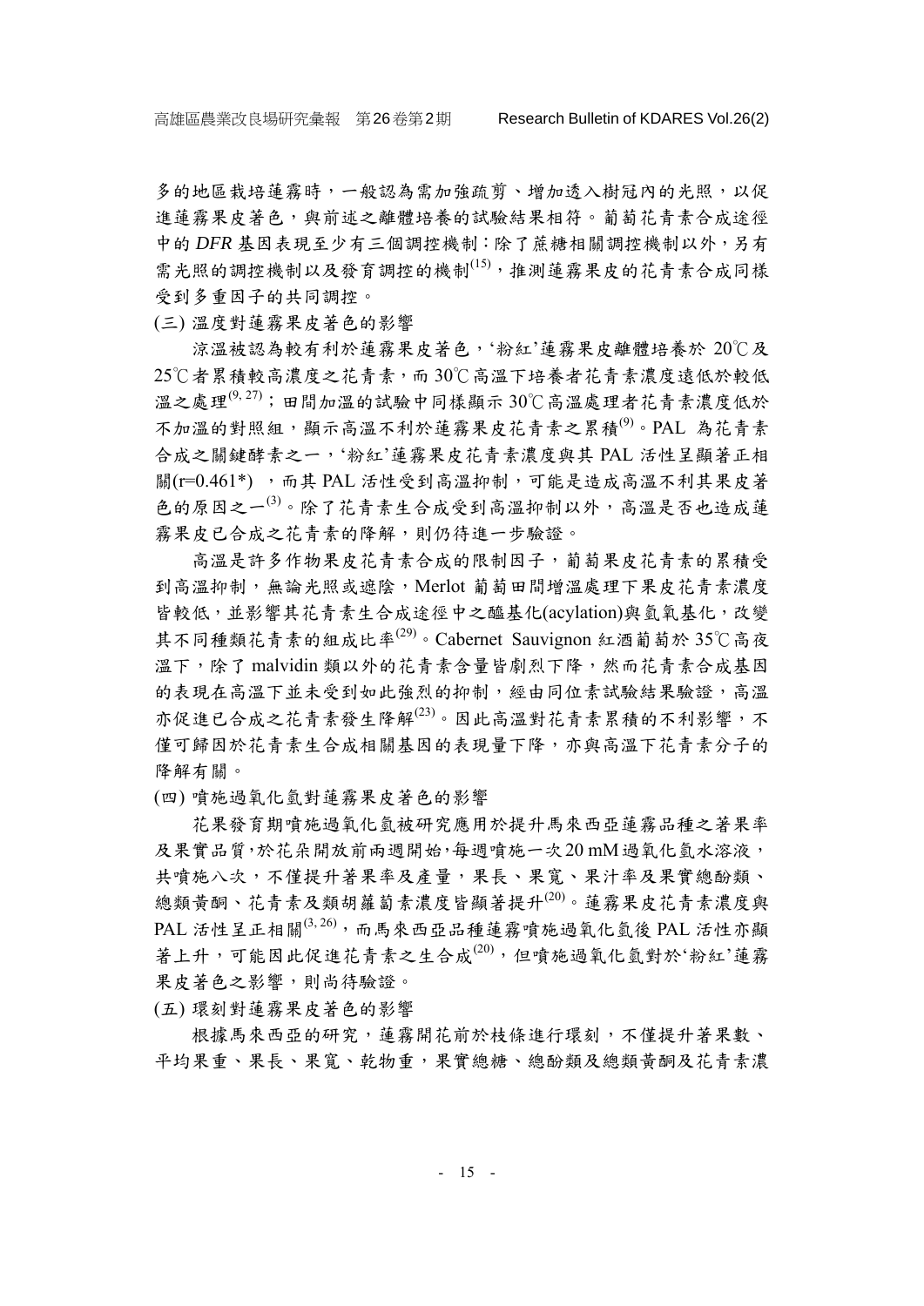多的地區栽培蓮霧時，一般認為需加強疏剪、增加透入樹冠內的光照，以促進蓮霧果皮著色，與前述之離體培養的試驗結果相符。葡萄花青素合成途徑中的 *DFR* 基因表現至少有三個調控機制：除了蔗糖相關調控機制以外，另有需光照的調控機制以及發育調控的機制[15]，推測蓮霧果皮的花青素合成同樣受到多重因子的共同調控。

(三) 溫度對蓮霧果皮著色的影響

涼溫被認為較有利於蓮霧果皮著色，'粉紅'蓮霧果皮離體培養於 20℃及 25℃者累積較高濃度之花青素，而 30℃高溫下培養者花青素濃度遠低於較低溫之處理[9, 27]；田間加溫的試驗中同樣顯示 30℃高溫處理者花青素濃度低於不加溫的對照組，顯示高溫不利於蓮霧果皮花青素之累積[9]。PAL 為花青素合成之關鍵酵素之一，'粉紅'蓮霧果皮花青素濃度與其 PAL 活性呈顯著正相關(r=0.461*) ，而其 PAL 活性受到高溫抑制，可能是造成高溫不利其果皮著色的原因之一[3]。除了花青素生合成受到高溫抑制以外，高溫是否也造成蓮霧果皮已合成之花青素的降解，則仍待進一步驗證。

高溫是許多作物果皮花青素合成的限制因子，葡萄果皮花青素的累積受到高溫抑制，無論光照或遮陰，Merlot 葡萄田間增溫處理下果皮花青素濃度皆較低，並影響其花青素生合成途徑中之醯基化(acylation)與氫氧基化，改變其不同種類花青素的組成比率[29]。Cabernet Sauvignon 紅酒葡萄於 35℃高夜溫下，除了 malvidin 類以外的花青素含量皆劇烈下降，然而花青素合成基因的表現在高溫下並未受到如此強烈的抑制，經由同位素試驗結果驗證，高溫亦促進已合成之花青素發生降解[23]。因此高溫對花青素累積的不利影響，不僅可歸因於花青素生合成相關基因的表現量下降，亦與高溫下花青素分子的降解有關。

(四) 噴施過氧化氫對蓮霧果皮著色的影響

花果發育期噴施過氧化氫被研究應用於提升馬來西亞蓮霧品種之著果率及果實品質，於花朵開放前兩週開始，每週噴施一次 20 mM 過氧化氫水溶液，共噴施八次，不僅提升著果率及產量，果長、果寬、果汁率及果實總酚類、總類黃酮、花青素及類胡蘿蔔素濃度皆顯著提升[20]。蓮霧果皮花青素濃度與 PAL 活性呈正相關[3, 26]，而馬來西亞品種蓮霧噴施過氧化氫後 PAL 活性亦顯著上升，可能因此促進花青素之生合成[20]，但噴施過氧化氫對於'粉紅'蓮霧果皮著色之影響，則尚待驗證。

(五) 環刻對蓮霧果皮著色的影響

根據馬來西亞的研究，蓮霧開花前於枝條進行環刻，不僅提升著果數、平均果重、果長、果寬、乾物重，果實總糖、總酚類及總類黃酮及花青素濃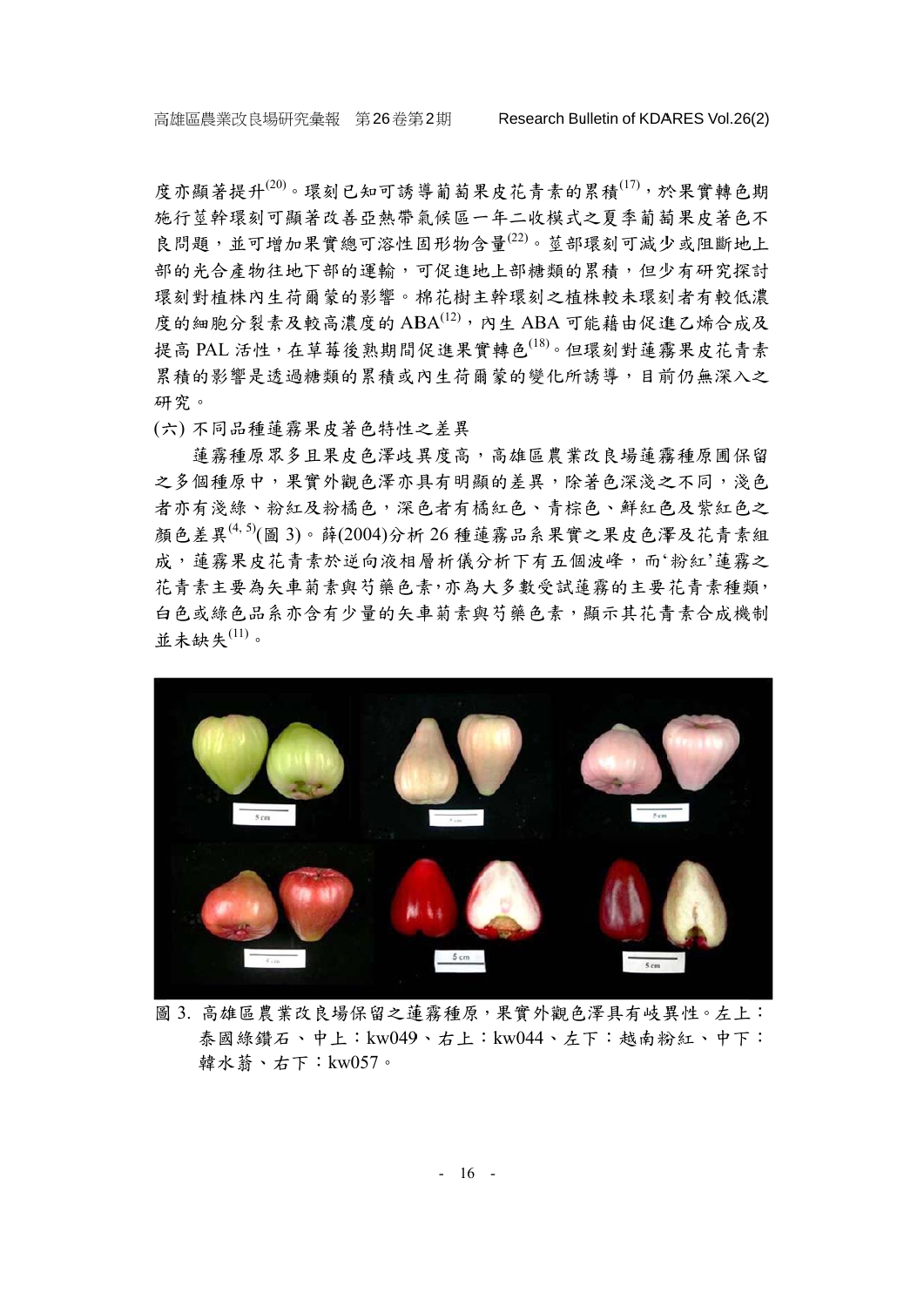度亦顯著提升[20]。環刻已知可誘導葡萄果皮花青素的累積[17]，於果實轉色期施行莖幹環刻可顯著改善亞熱帶氣候區一年二收模式之夏季葡萄果皮著色不良問題，並可增加果實總可溶性固形物含量[22]。莖部環刻可減少或阻斷地上部的光合產物往地下部的運輸，可促進地上部糖類的累積，但少有研究探討環刻對植株內生荷爾蒙的影響。棉花樹主幹環刻之植株較未環刻者有較低濃度的細胞分裂素及較高濃度的 ABA[12]，內生 ABA 可能藉由促進乙烯合成及提高 PAL 活性，在草莓後熟期間促進果實轉色[18]。但環刻對蓮霧果皮花青素累積的影響是透過糖類的累積或內生荷爾蒙的變化所誘導，目前仍無深入之研究。

(六) 不同品種蓮霧果皮著色特性之差異

蓮霧種原眾多且果皮色澤歧異度高，高雄區農業改良場蓮霧種原圃保留之多個種原中，果實外觀色澤亦具有明顯的差異，除著色深淺之不同，淺色者亦有淺綠、粉紅及粉橘色，深色者有橘紅色、青棕色、鮮紅色及紫紅色之顏色差異[4, 5](圖 3)。薛(2004)分析 26 種蓮霧品系果實之果皮色澤及花青素組成，蓮霧果皮花青素於逆向液相層析儀分析下有五個波峰，而'粉紅'蓮霧之花青素主要為矢車菊素與芍藥色素，亦為大多數受試蓮霧的主要花青素種類，白色或綠色品系亦含有少量的矢車菊素與芍藥色素，顯示其花青素合成機制並未缺失[11]。

圖 3. 高雄區農業改良場保留之蓮霧種原，果實外觀色澤具有岐異性。左上：泰國綠鑽石、中上：kw049、右上：kw044、左下：越南粉紅、中下：韓水蓊、右下：kw057。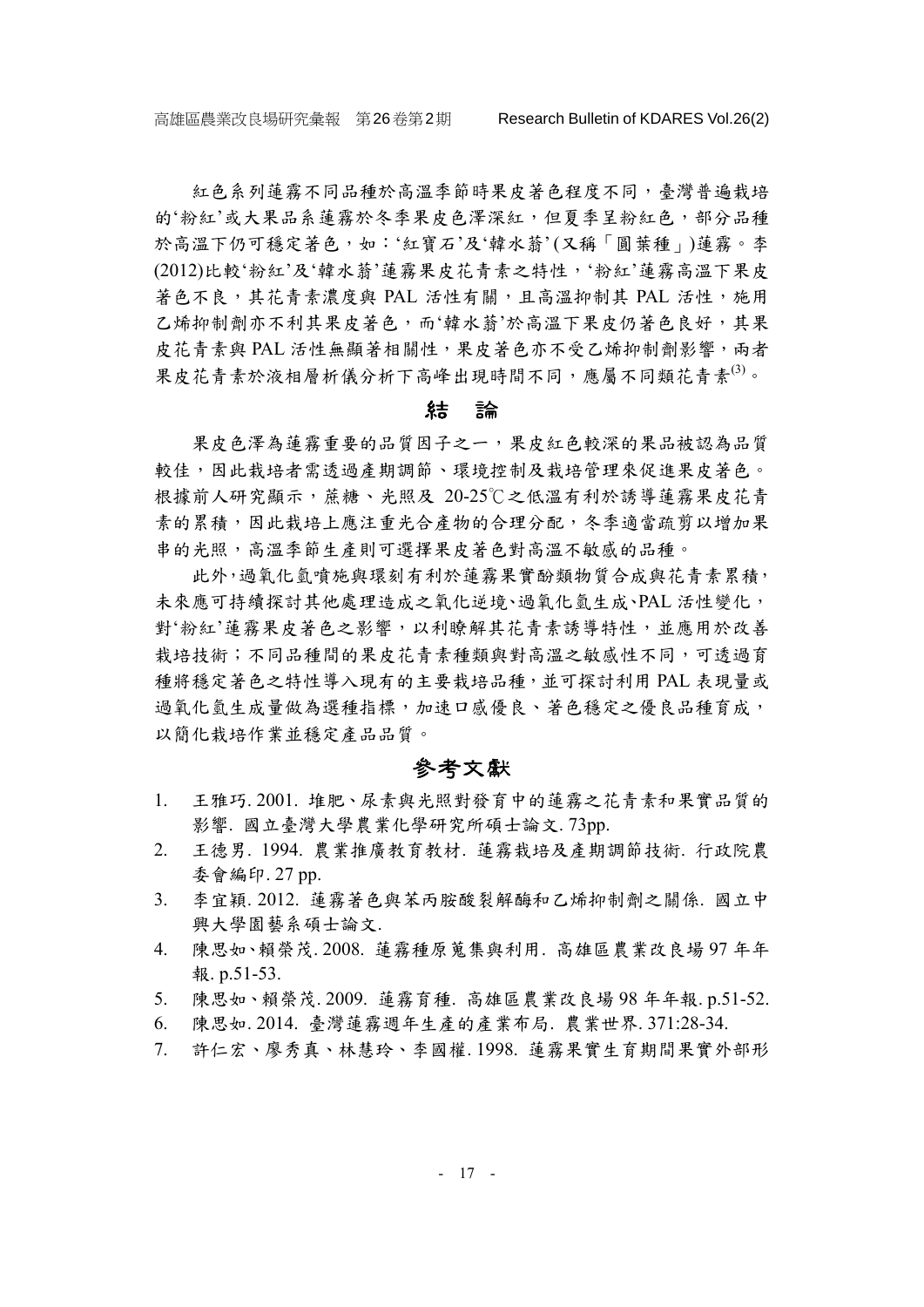紅色系列蓮霧不同品種於高溫季節時果皮著色程度不同，臺灣普遍栽培的'粉紅'或大果品系蓮霧於冬季果皮色澤深紅，但夏季呈粉紅色，部分品種於高溫下仍可穩定著色，如：'紅寶石'及'韓水翁'(又稱「圓葉種」)蓮霧。李(2012)比較'粉紅'及'韓水翁'蓮霧果皮花青素之特性，'粉紅'蓮霧高溫下果皮著色不良，其花青素濃度與 PAL 活性有關，且高溫抑制其 PAL 活性，施用乙烯抑制劑亦不利其果皮著色，而'韓水翁'於高溫下果皮仍著色良好，其果皮花青素與 PAL 活性無顯著相關性，果皮著色亦不受乙烯抑制劑影響，兩者果皮花青素於液相層析儀分析下高峰出現時間不同，應屬不同類花青素[3]。

## 結　論

果皮色澤為蓮霧重要的品質因子之一，果皮紅色較深的果品被認為品質較佳，因此栽培者需透過產期調節、環境控制及栽培管理來促進果皮著色。根據前人研究顯示，蔗糖、光照及 20-25℃之低溫有利於誘導蓮霧果皮花青素的累積，因此栽培上應注重光合產物的合理分配，冬季適當疏剪以增加果串的光照，高溫季節生產則可選擇果皮著色對高溫不敏感的品種。

此外，過氧化氫噴施與環刻有利於蓮霧果實酚類物質合成與花青素累積，未來應可持續探討其他處理造成之氧化逆境、過氧化氫生成、PAL 活性變化，對'粉紅'蓮霧果皮著色之影響，以利瞭解其花青素誘導特性，並應用於改善栽培技術；不同品種間的果皮花青素種類與對高溫之敏感性不同，可透過育種將穩定著色之特性導入現有的主要栽培品種，並可探討利用 PAL 表現量或過氧化氫生成量做為選種指標，加速口感優良、著色穩定之優良品種育成，以簡化栽培作業並穩定產品品質。

## 參考文獻

1. 王雅巧. 2001. 堆肥、尿素與光照對發育中的蓮霧之花青素和果實品質的影響. 國立臺灣大學農業化學研究所碩士論文. 73pp.
2. 王德男. 1994. 農業推廣教育教材. 蓮霧栽培及產期調節技術. 行政院農委會編印. 27 pp.
3. 李宜穎. 2012. 蓮霧著色與苯丙胺酸裂解酶和乙烯抑制劑之關係. 國立中興大學園藝系碩士論文.
4. 陳思如、賴榮茂. 2008. 蓮霧種原蒐集與利用. 高雄區農業改良場 97 年年報. p.51-53.
5. 陳思如、賴榮茂. 2009. 蓮霧育種. 高雄區農業改良場 98 年年報. p.51-52.
6. 陳思如. 2014. 臺灣蓮霧週年生產的產業布局. 農業世界. 371:28-34.
7. 許仁宏、廖秀真、林慧玲、李國權. 1998. 蓮霧果實生育期間果實外部形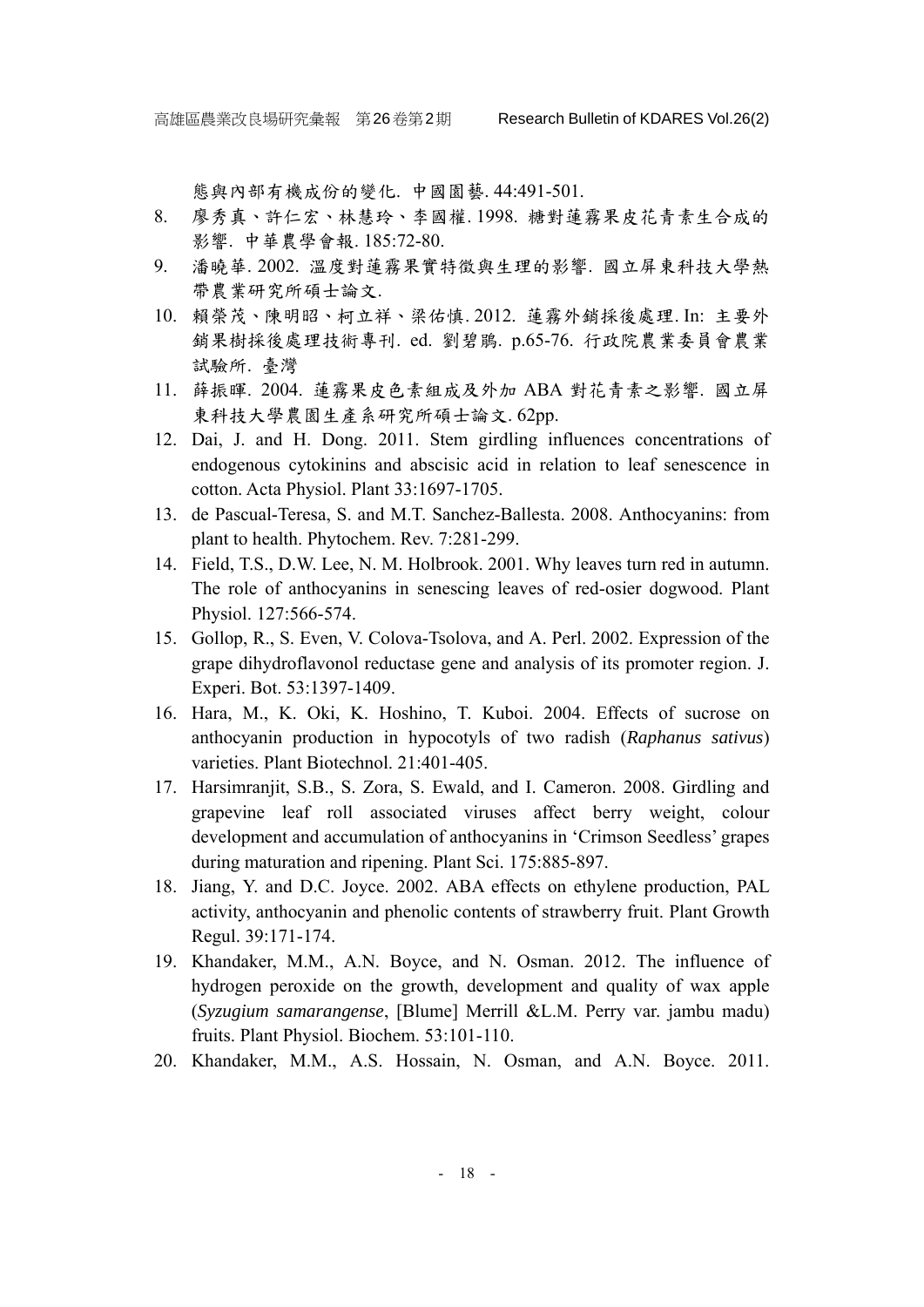態與內部有機成份的變化. 中國園藝. 44:491-501.

8. 廖秀真、許仁宏、林慧玲、李國權. 1998. 糖對蓮霧果皮花青素生合成的影響. 中華農學會報. 185:72-80.
9. 潘曉華. 2002. 溫度對蓮霧果實特徵與生理的影響. 國立屏東科技大學熱帶農業研究所碩士論文.
10. 賴榮茂、陳明昭、柯立祥、梁佑慎. 2012. 蓮霧外銷採後處理. In: 主要外銷果樹採後處理技術專刊. ed. 劉碧鵑. p.65-76. 行政院農業委員會農業試驗所. 臺灣
11. 薛振暉. 2004. 蓮霧果皮色素組成及外加 ABA 對花青素之影響. 國立屏東科技大學農園生產系研究所碩士論文. 62pp.
12. Dai, J. and H. Dong. 2011. Stem girdling influences concentrations of endogenous cytokinins and abscisic acid in relation to leaf senescence in cotton. Acta Physiol. Plant 33:1697-1705.
13. de Pascual-Teresa, S. and M.T. Sanchez-Ballesta. 2008. Anthocyanins: from plant to health. Phytochem. Rev. 7:281-299.
14. Field, T.S., D.W. Lee, N. M. Holbrook. 2001. Why leaves turn red in autumn. The role of anthocyanins in senescing leaves of red-osier dogwood. Plant Physiol. 127:566-574.
15. Gollop, R., S. Even, V. Colova-Tsolova, and A. Perl. 2002. Expression of the grape dihydroflavonol reductase gene and analysis of its promoter region. J. Experi. Bot. 53:1397-1409.
16. Hara, M., K. Oki, K. Hoshino, T. Kuboi. 2004. Effects of sucrose on anthocyanin production in hypocotyls of two radish (*Raphanus sativus*) varieties. Plant Biotechnol. 21:401-405.
17. Harsimranjit, S.B., S. Zora, S. Ewald, and I. Cameron. 2008. Girdling and grapevine leaf roll associated viruses affect berry weight, colour development and accumulation of anthocyanins in 'Crimson Seedless' grapes during maturation and ripening. Plant Sci. 175:885-897.
18. Jiang, Y. and D.C. Joyce. 2002. ABA effects on ethylene production, PAL activity, anthocyanin and phenolic contents of strawberry fruit. Plant Growth Regul. 39:171-174.
19. Khandaker, M.M., A.N. Boyce, and N. Osman. 2012. The influence of hydrogen peroxide on the growth, development and quality of wax apple (*Syzugium samarangense*, [Blume] Merrill &L.M. Perry var. jambu madu) fruits. Plant Physiol. Biochem. 53:101-110.
20. Khandaker, M.M., A.S. Hossain, N. Osman, and A.N. Boyce. 2011.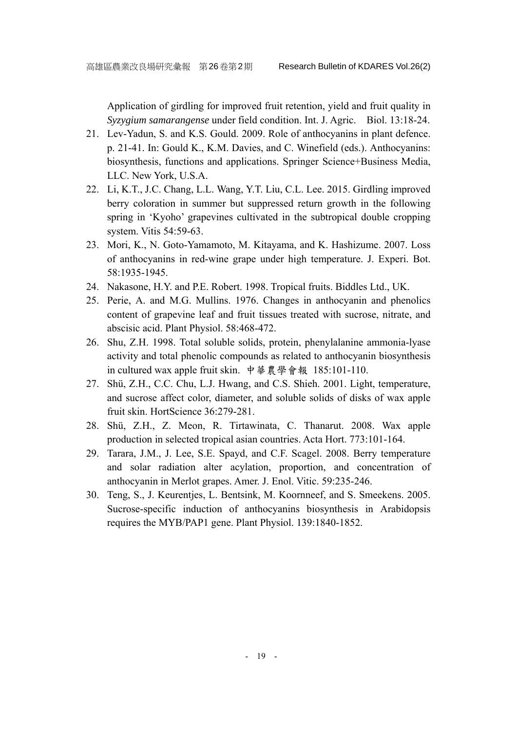Application of girdling for improved fruit retention, yield and fruit quality in *Syzygium samarangense* under field condition. Int. J. Agric. Biol. 13:18-24.

21. Lev-Yadun, S. and K.S. Gould. 2009. Role of anthocyanins in plant defence. p. 21-41. In: Gould K., K.M. Davies, and C. Winefield (eds.). Anthocyanins: biosynthesis, functions and applications. Springer Science+Business Media, LLC. New York, U.S.A.
22. Li, K.T., J.C. Chang, L.L. Wang, Y.T. Liu, C.L. Lee. 2015. Girdling improved berry coloration in summer but suppressed return growth in the following spring in ‘Kyoho’ grapevines cultivated in the subtropical double cropping system. Vitis 54:59-63.
23. Mori, K., N. Goto-Yamamoto, M. Kitayama, and K. Hashizume. 2007. Loss of anthocyanins in red-wine grape under high temperature. J. Experi. Bot. 58:1935-1945.
24. Nakasone, H.Y. and P.E. Robert. 1998. Tropical fruits. Biddles Ltd., UK.
25. Perie, A. and M.G. Mullins. 1976. Changes in anthocyanin and phenolics content of grapevine leaf and fruit tissues treated with sucrose, nitrate, and abscisic acid. Plant Physiol. 58:468-472.
26. Shu, Z.H. 1998. Total soluble solids, protein, phenylalanine ammonia-lyase activity and total phenolic compounds as related to anthocyanin biosynthesis in cultured wax apple fruit skin. 中華農學會報 185:101-110.
27. Shü, Z.H., C.C. Chu, L.J. Hwang, and C.S. Shieh. 2001. Light, temperature, and sucrose affect color, diameter, and soluble solids of disks of wax apple fruit skin. HortScience 36:279-281.
28. Shü, Z.H., Z. Meon, R. Tirtawinata, C. Thanarut. 2008. Wax apple production in selected tropical asian countries. Acta Hort. 773:101-164.
29. Tarara, J.M., J. Lee, S.E. Spayd, and C.F. Scagel. 2008. Berry temperature and solar radiation alter acylation, proportion, and concentration of anthocyanin in Merlot grapes. Amer. J. Enol. Vitic. 59:235-246.
30. Teng, S., J. Keurentjes, L. Bentsink, M. Koornneef, and S. Smeekens. 2005. Sucrose-specific induction of anthocyanins biosynthesis in Arabidopsis requires the MYB/PAP1 gene. Plant Physiol. 139:1840-1852.